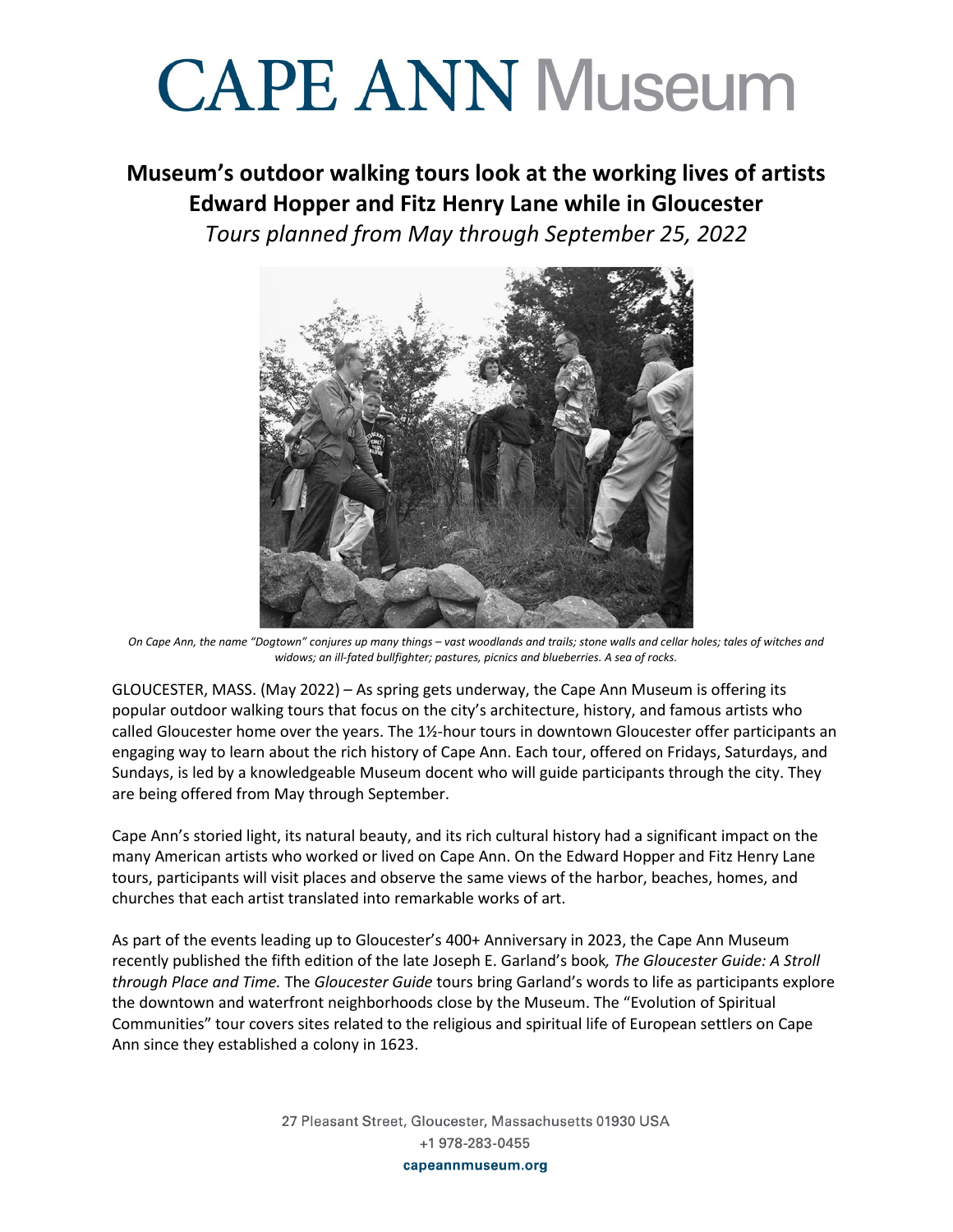# CAPE ANN Museum

## Museum's outdoor walking tours look at the working lives of artists Edward Hopper and Fitz Henry Lane while in Gloucester

*Tours planned from May through September 25, 2022*

*On Cape Ann, the name "Dogtown" conjures up many things – vast woodlands and trails; stone walls and cellar holes; tales of witches and widows; an ill-fated bullfighter; pastures, picnics and blueberries. A sea of rocks.*

GLOUCESTER, MASS. (May 2022) – As spring gets underway, the Cape Ann Museum is offering its popular outdoor walking tours that focus on the city's architecture, history, and famous artists who called Gloucester home over the years. The 1½-hour tours in downtown Gloucester offer participants an engaging way to learn about the rich history of Cape Ann. Each tour, offered on Fridays, Saturdays, and Sundays, is led by a knowledgeable Museum docent who will guide participants through the city. They are being offered from May through September.

Cape Ann's storied light, its natural beauty, and its rich cultural history had a significant impact on the many American artists who worked or lived on Cape Ann. On the Edward Hopper and Fitz Henry Lane tours, participants will visit places and observe the same views of the harbor, beaches, homes, and churches that each artist translated into remarkable works of art.

As part of the events leading up to Gloucester's 400+ Anniversary in 2023, the Cape Ann Museum recently published the fifth edition of the late Joseph E. Garland's book*, The Gloucester Guide: A Stroll through Place and Time.* The *Gloucester Guide* tours bring Garland's words to life as participants explore the downtown and waterfront neighborhoods close by the Museum. The "Evolution of Spiritual Communities" tour covers sites related to the religious and spiritual life of European settlers on Cape Ann since they established a colony in 1623.

27 Pleasant Street, Gloucester, Massachusetts 01930 USA
+1 978-283-0455
**capeannmuseum.org**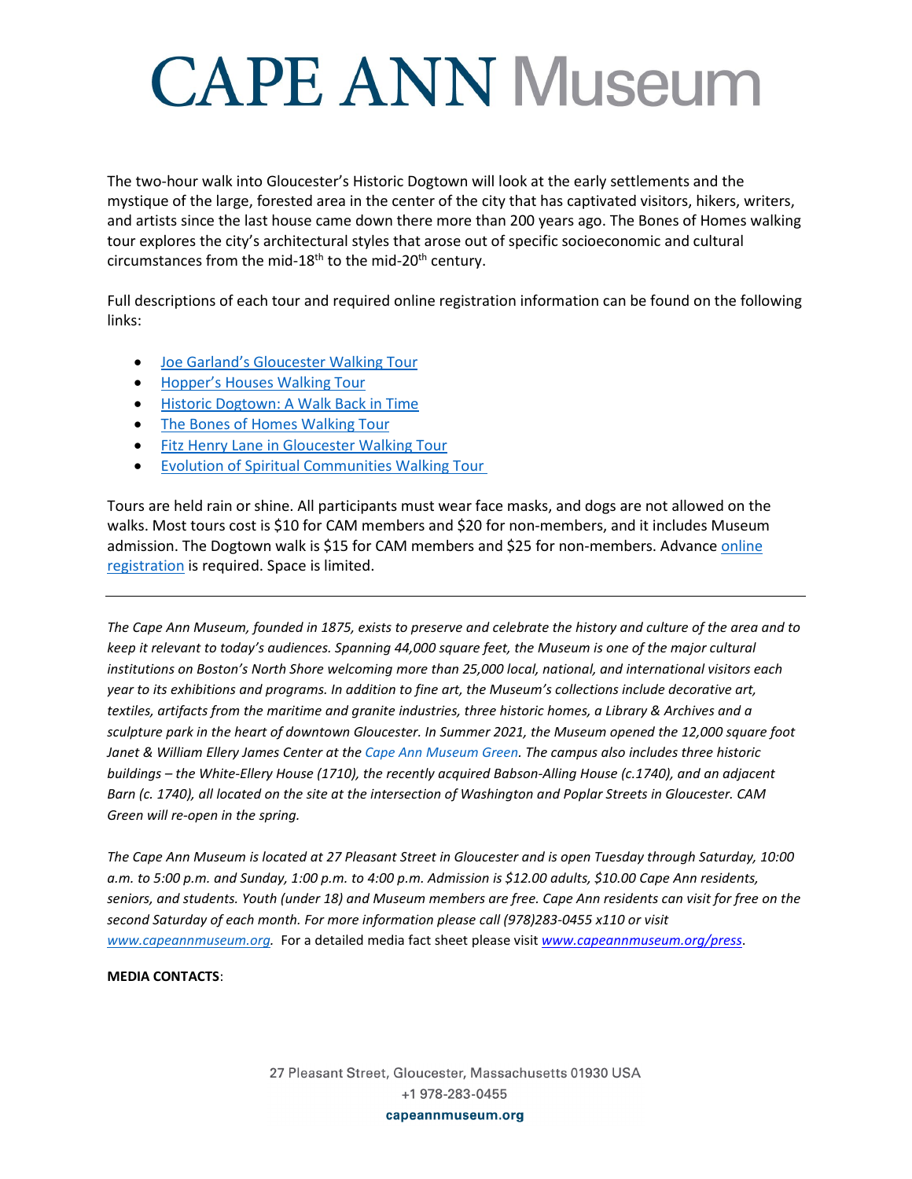The two-hour walk into Gloucester's Historic Dogtown will look at the early settlements and the mystique of the large, forested area in the center of the city that has captivated visitors, hikers, writers, and artists since the last house came down there more than 200 years ago. The Bones of Homes walking tour explores the city's architectural styles that arose out of specific socioeconomic and cultural circumstances from the mid-18th to the mid-20th century.

Full descriptions of each tour and required online registration information can be found on the following links:

- Joe Garland's Gloucester Walking Tour
- Hopper's Houses Walking Tour
- Historic Dogtown: A Walk Back in Time
- The Bones of Homes Walking Tour
- Fitz Henry Lane in Gloucester Walking Tour
- Evolution of Spiritual Communities Walking Tour

Tours are held rain or shine. All participants must wear face masks, and dogs are not allowed on the walks. Most tours cost is $10 for CAM members and $20 for non-members, and it includes Museum admission. The Dogtown walk is $15 for CAM members and $25 for non-members. Advance online registration is required. Space is limited.

---

*The Cape Ann Museum, founded in 1875, exists to preserve and celebrate the history and culture of the area and to keep it relevant to today's audiences. Spanning 44,000 square feet, the Museum is one of the major cultural institutions on Boston's North Shore welcoming more than 25,000 local, national, and international visitors each year to its exhibitions and programs. In addition to fine art, the Museum's collections include decorative art, textiles, artifacts from the maritime and granite industries, three historic homes, a Library & Archives and a sculpture park in the heart of downtown Gloucester. In Summer 2021, the Museum opened the 12,000 square foot Janet & William Ellery James Center at the Cape Ann Museum Green. The campus also includes three historic buildings – the White-Ellery House (1710), the recently acquired Babson-Alling House (c.1740), and an adjacent Barn (c. 1740), all located on the site at the intersection of Washington and Poplar Streets in Gloucester. CAM Green will re-open in the spring.*

*The Cape Ann Museum is located at 27 Pleasant Street in Gloucester and is open Tuesday through Saturday, 10:00 a.m. to 5:00 p.m. and Sunday, 1:00 p.m. to 4:00 p.m. Admission is $12.00 adults, $10.00 Cape Ann residents, seniors, and students. Youth (under 18) and Museum members are free. Cape Ann residents can visit for free on the second Saturday of each month. For more information please call (978)283-0455 x110 or visit www.capeannmuseum.org.* For a detailed media fact sheet please visit *www.capeannmuseum.org/press*.

**MEDIA CONTACTS**: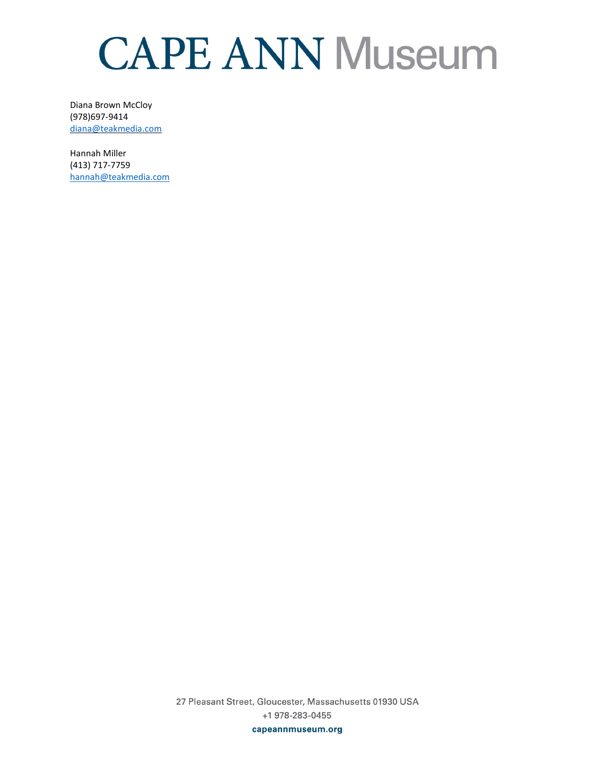# CAPE ANN Museum

Diana Brown McCloy
(978)697-9414
diana@teakmedia.com

Hannah Miller
(413) 717-7759
hannah@teakmedia.com

27 Pleasant Street, Gloucester, Massachusetts 01930 USA
+1 978-283-0455
capeannmuseum.org